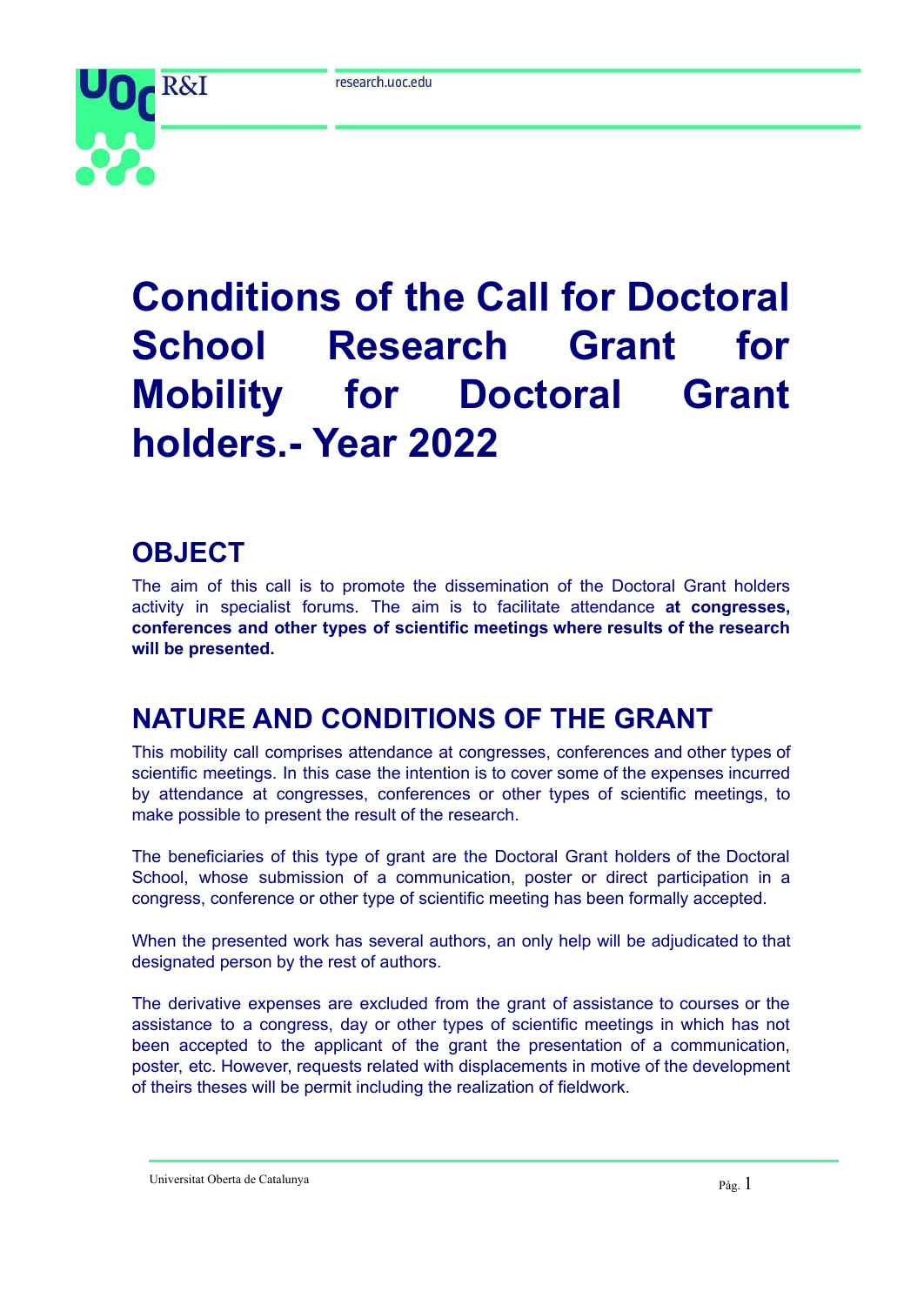# Conditions of the Call for Doctoral School Research Grant for Mobility for Doctoral Grant holders.- Year 2022

## OBJECT

The aim of this call is to promote the dissemination of the Doctoral Grant holders activity in specialist forums. The aim is to facilitate attendance **at congresses, conferences and other types of scientific meetings where results of the research will be presented.**

## NATURE AND CONDITIONS OF THE GRANT

This mobility call comprises attendance at congresses, conferences and other types of scientific meetings. In this case the intention is to cover some of the expenses incurred by attendance at congresses, conferences or other types of scientific meetings, to make possible to present the result of the research.

The beneficiaries of this type of grant are the Doctoral Grant holders of the Doctoral School, whose submission of a communication, poster or direct participation in a congress, conference or other type of scientific meeting has been formally accepted.

When the presented work has several authors, an only help will be adjudicated to that designated person by the rest of authors.

The derivative expenses are excluded from the grant of assistance to courses or the assistance to a congress, day or other types of scientific meetings in which has not been accepted to the applicant of the grant the presentation of a communication, poster, etc. However, requests related with displacements in motive of the development of theirs theses will be permit including the realization of fieldwork.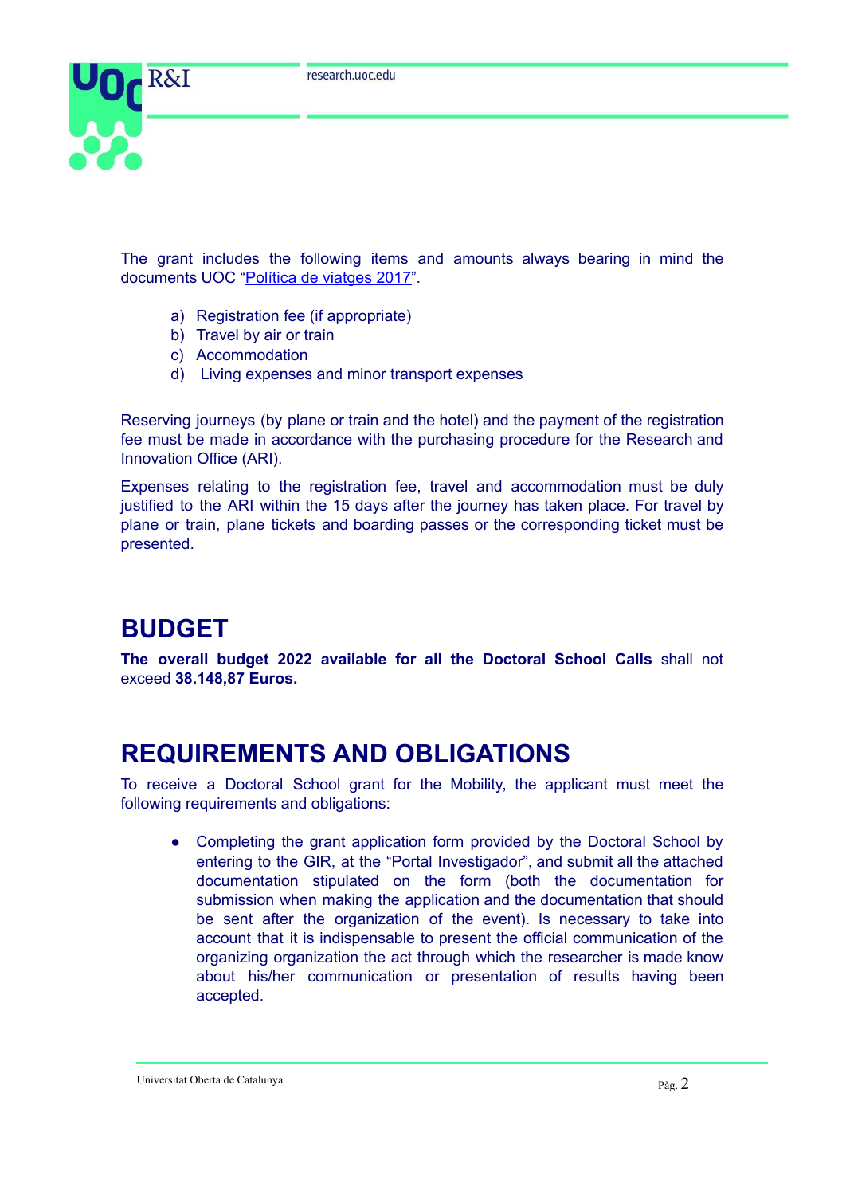The grant includes the following items and amounts always bearing in mind the documents UOC "[Política de viatges 2017](#)".

a) Registration fee (if appropriate)
b) Travel by air or train
c) Accommodation
d) Living expenses and minor transport expenses

Reserving journeys (by plane or train and the hotel) and the payment of the registration fee must be made in accordance with the purchasing procedure for the Research and Innovation Office (ARI).

Expenses relating to the registration fee, travel and accommodation must be duly justified to the ARI within the 15 days after the journey has taken place. For travel by plane or train, plane tickets and boarding passes or the corresponding ticket must be presented.

# BUDGET

**The overall budget 2022 available for all the Doctoral School Calls** shall not exceed **38.148,87 Euros.**

# REQUIREMENTS AND OBLIGATIONS

To receive a Doctoral School grant for the Mobility, the applicant must meet the following requirements and obligations:

- Completing the grant application form provided by the Doctoral School by entering to the GIR, at the "Portal Investigador", and submit all the attached documentation stipulated on the form (both the documentation for submission when making the application and the documentation that should be sent after the organization of the event). Is necessary to take into account that it is indispensable to present the official communication of the organizing organization the act through which the researcher is made know about his/her communication or presentation of results having been accepted.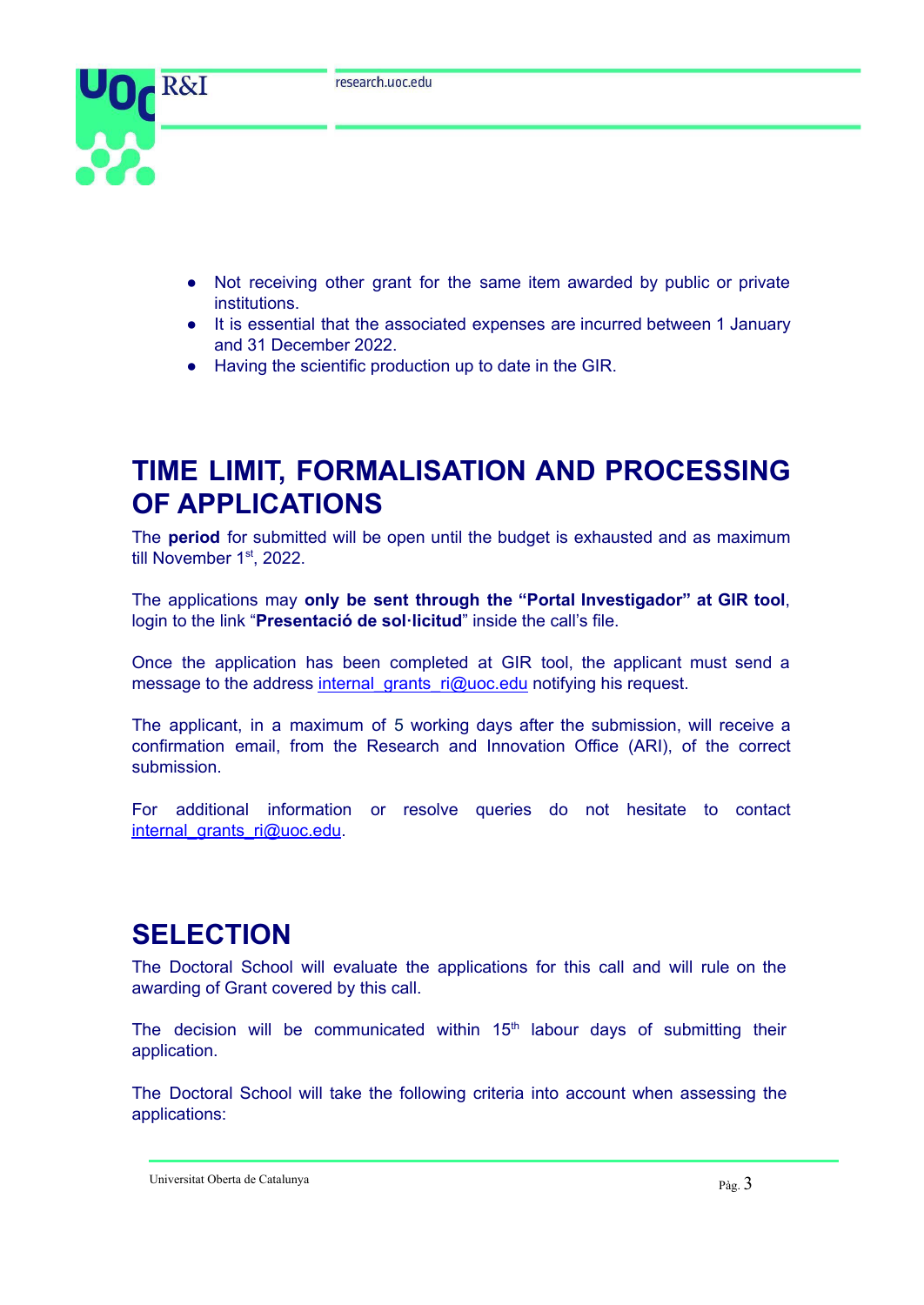- Not receiving other grant for the same item awarded by public or private institutions.
- It is essential that the associated expenses are incurred between 1 January and 31 December 2022.
- Having the scientific production up to date in the GIR.

# TIME LIMIT, FORMALISATION AND PROCESSING OF APPLICATIONS

The **period** for submitted will be open until the budget is exhausted and as maximum till November 1st, 2022.

The applications may **only be sent through the "Portal Investigador" at GIR tool**, login to the link "**Presentació de sol·licitud**" inside the call's file.

Once the application has been completed at GIR tool, the applicant must send a message to the address internal_grants_ri@uoc.edu notifying his request.

The applicant, in a maximum of 5 working days after the submission, will receive a confirmation email, from the Research and Innovation Office (ARI), of the correct submission.

For additional information or resolve queries do not hesitate to contact internal_grants_ri@uoc.edu.

# SELECTION

The Doctoral School will evaluate the applications for this call and will rule on the awarding of Grant covered by this call.

The decision will be communicated within 15th labour days of submitting their application.

The Doctoral School will take the following criteria into account when assessing the applications: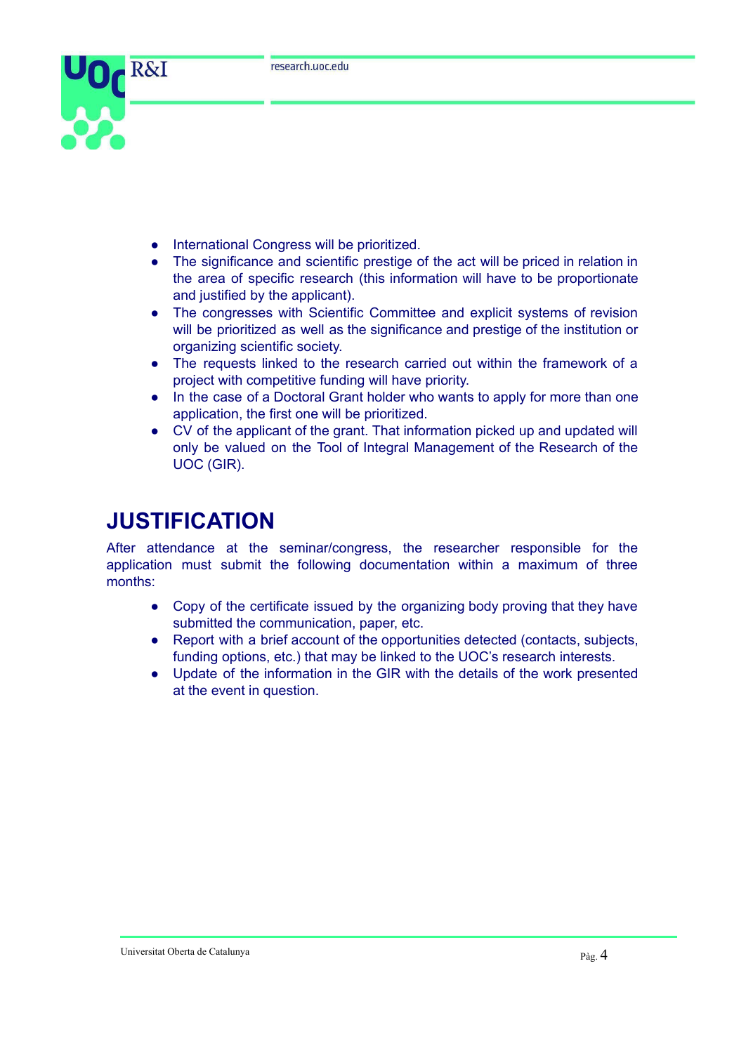- International Congress will be prioritized.
- The significance and scientific prestige of the act will be priced in relation in the area of specific research (this information will have to be proportionate and justified by the applicant).
- The congresses with Scientific Committee and explicit systems of revision will be prioritized as well as the significance and prestige of the institution or organizing scientific society.
- The requests linked to the research carried out within the framework of a project with competitive funding will have priority.
- In the case of a Doctoral Grant holder who wants to apply for more than one application, the first one will be prioritized.
- CV of the applicant of the grant. That information picked up and updated will only be valued on the Tool of Integral Management of the Research of the UOC (GIR).

# JUSTIFICATION

After attendance at the seminar/congress, the researcher responsible for the application must submit the following documentation within a maximum of three months:

- Copy of the certificate issued by the organizing body proving that they have submitted the communication, paper, etc.
- Report with a brief account of the opportunities detected (contacts, subjects, funding options, etc.) that may be linked to the UOC's research interests.
- Update of the information in the GIR with the details of the work presented at the event in question.